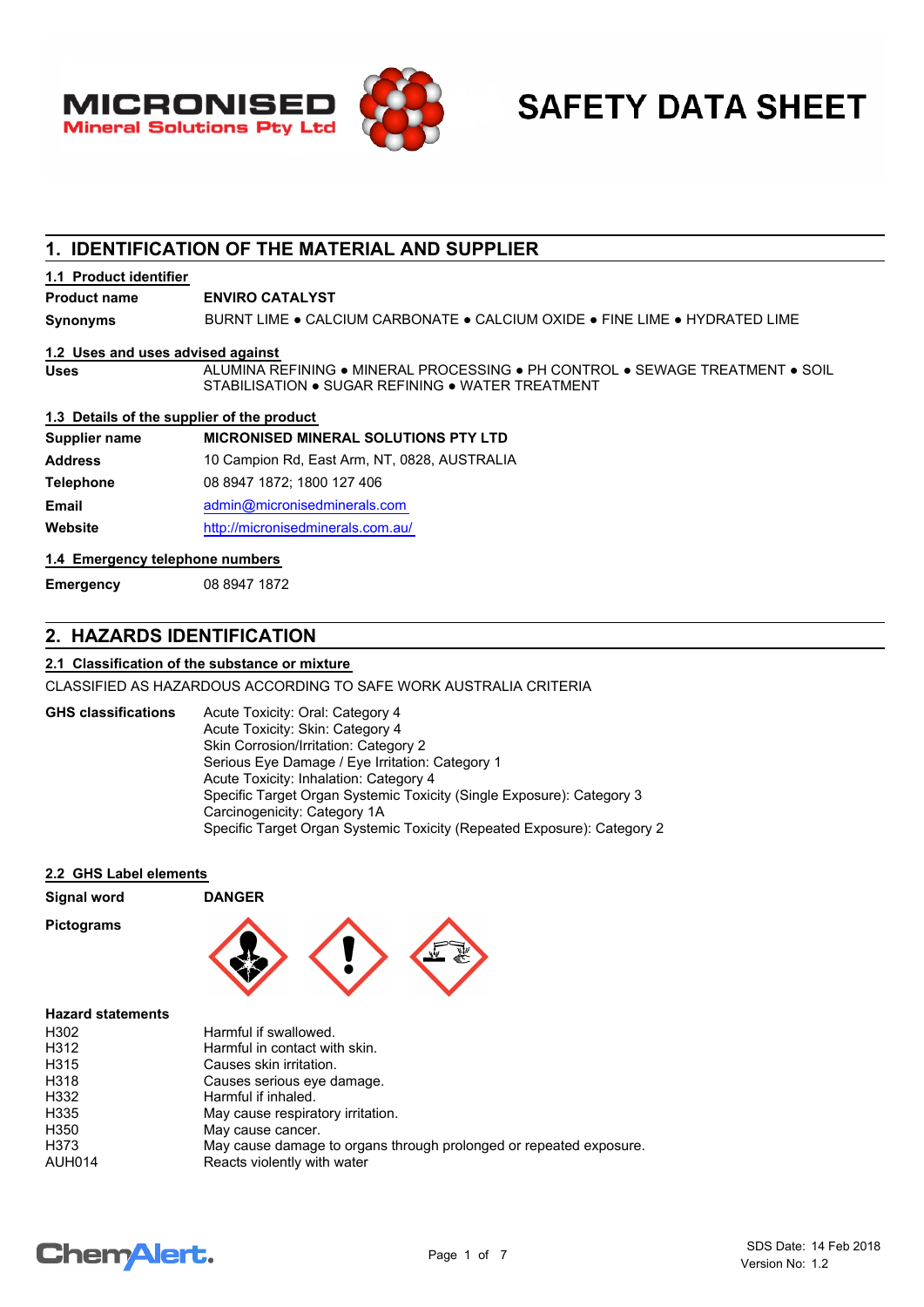# SAFETY DATA SHEET

MICRONISED Mineral Solutions Pty Ltd

## 1. IDENTIFICATION OF THE MATERIAL AND SUPPLIER

### 1.1 Product identifier

| | |
|---|---|
| **Product name** | **ENVIRO CATALYST** |
| **Synonyms** | BURNT LIME ● CALCIUM CARBONATE ● CALCIUM OXIDE ● FINE LIME ● HYDRATED LIME |

### 1.2 Uses and uses advised against

| | |
|---|---|
| **Uses** | ALUMINA REFINING ● MINERAL PROCESSING ● PH CONTROL ● SEWAGE TREATMENT ● SOIL STABILISATION ● SUGAR REFINING ● WATER TREATMENT |

### 1.3 Details of the supplier of the product

| | |
|---|---|
| **Supplier name** | **MICRONISED MINERAL SOLUTIONS PTY LTD** |
| **Address** | 10 Campion Rd, East Arm, NT, 0828, AUSTRALIA |
| **Telephone** | 08 8947 1872; 1800 127 406 |
| **Email** | admin@micronisedminerals.com |
| **Website** | http://micronisedminerals.com.au/ |

### 1.4 Emergency telephone numbers

| | |
|---|---|
| **Emergency** | 08 8947 1872 |

## 2. HAZARDS IDENTIFICATION

### 2.1 Classification of the substance or mixture

CLASSIFIED AS HAZARDOUS ACCORDING TO SAFE WORK AUSTRALIA CRITERIA

**GHS classifications**

Acute Toxicity: Oral: Category 4
Acute Toxicity: Skin: Category 4
Skin Corrosion/Irritation: Category 2
Serious Eye Damage / Eye Irritation: Category 1
Acute Toxicity: Inhalation: Category 4
Specific Target Organ Systemic Toxicity (Single Exposure): Category 3
Carcinogenicity: Category 1A
Specific Target Organ Systemic Toxicity (Repeated Exposure): Category 2

### 2.2 GHS Label elements

**Signal word** **DANGER**

**Pictograms**

**Hazard statements**

| | |
|---|---|
| H302 | Harmful if swallowed. |
| H312 | Harmful in contact with skin. |
| H315 | Causes skin irritation. |
| H318 | Causes serious eye damage. |
| H332 | Harmful if inhaled. |
| H335 | May cause respiratory irritation. |
| H350 | May cause cancer. |
| H373 | May cause damage to organs through prolonged or repeated exposure. |
| AUH014 | Reacts violently with water |

SDS Date: 14 Feb 2018
Version No: 1.2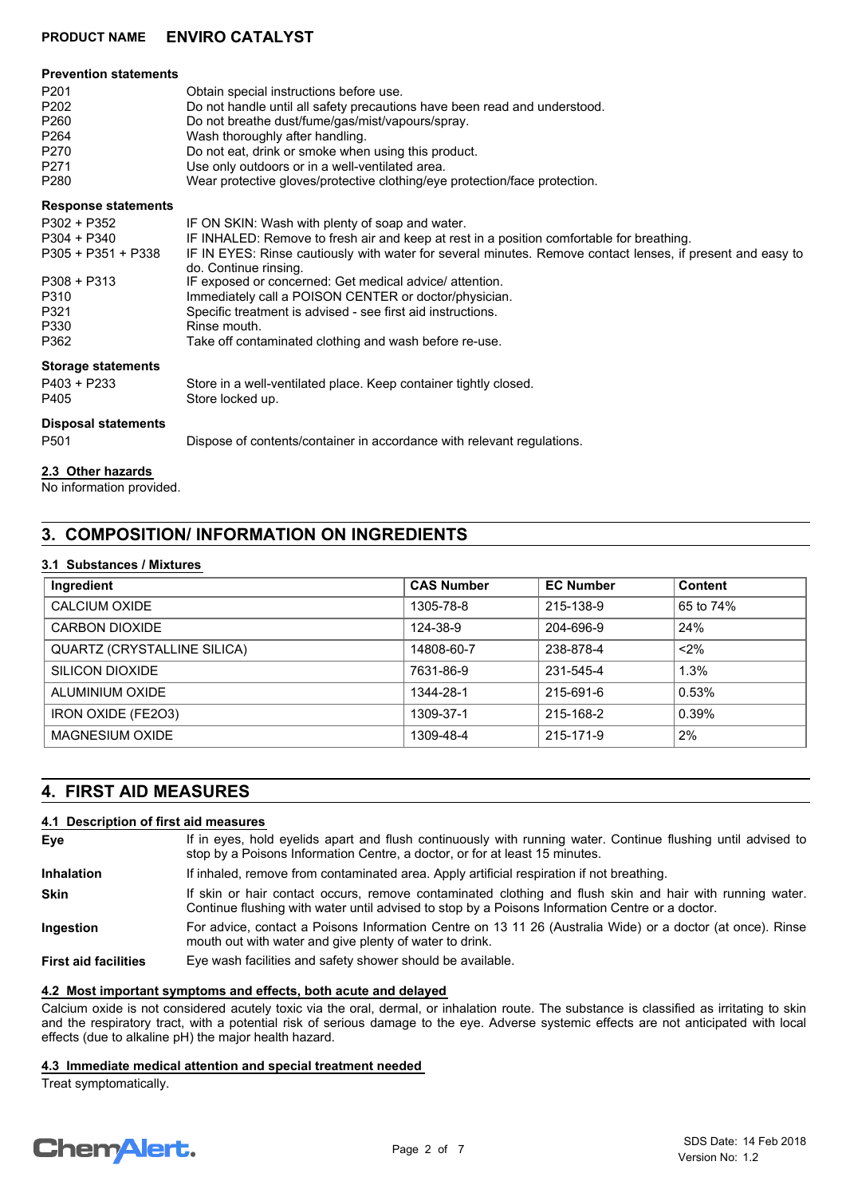**Prevention statements**

| | |
|---|---|
| P201 | Obtain special instructions before use. |
| P202 | Do not handle until all safety precautions have been read and understood. |
| P260 | Do not breathe dust/fume/gas/mist/vapours/spray. |
| P264 | Wash thoroughly after handling. |
| P270 | Do not eat, drink or smoke when using this product. |
| P271 | Use only outdoors or in a well-ventilated area. |
| P280 | Wear protective gloves/protective clothing/eye protection/face protection. |

**Response statements**

| | |
|---|---|
| P302 + P352 | IF ON SKIN: Wash with plenty of soap and water. |
| P304 + P340 | IF INHALED: Remove to fresh air and keep at rest in a position comfortable for breathing. |
| P305 + P351 + P338 | IF IN EYES: Rinse cautiously with water for several minutes. Remove contact lenses, if present and easy to do. Continue rinsing. |
| P308 + P313 | IF exposed or concerned: Get medical advice/ attention. |
| P310 | Immediately call a POISON CENTER or doctor/physician. |
| P321 | Specific treatment is advised - see first aid instructions. |
| P330 | Rinse mouth. |
| P362 | Take off contaminated clothing and wash before re-use. |

**Storage statements**

| | |
|---|---|
| P403 + P233 | Store in a well-ventilated place. Keep container tightly closed. |
| P405 | Store locked up. |

**Disposal statements**

| | |
|---|---|
| P501 | Dispose of contents/container in accordance with relevant regulations. |

### 2.3 Other hazards

No information provided.

## 3. COMPOSITION/ INFORMATION ON INGREDIENTS

### 3.1 Substances / Mixtures

| Ingredient | CAS Number | EC Number | Content |
|---|---|---|---|
| CALCIUM OXIDE | 1305-78-8 | 215-138-9 | 65 to 74% |
| CARBON DIOXIDE | 124-38-9 | 204-696-9 | 24% |
| QUARTZ (CRYSTALLINE SILICA) | 14808-60-7 | 238-878-4 | <2% |
| SILICON DIOXIDE | 7631-86-9 | 231-545-4 | 1.3% |
| ALUMINIUM OXIDE | 1344-28-1 | 215-691-6 | 0.53% |
| IRON OXIDE (FE2O3) | 1309-37-1 | 215-168-2 | 0.39% |
| MAGNESIUM OXIDE | 1309-48-4 | 215-171-9 | 2% |

## 4. FIRST AID MEASURES

### 4.1 Description of first aid measures

**Eye** — If in eyes, hold eyelids apart and flush continuously with running water. Continue flushing until advised to stop by a Poisons Information Centre, a doctor, or for at least 15 minutes.

**Inhalation** — If inhaled, remove from contaminated area. Apply artificial respiration if not breathing.

**Skin** — If skin or hair contact occurs, remove contaminated clothing and flush skin and hair with running water. Continue flushing with water until advised to stop by a Poisons Information Centre or a doctor.

**Ingestion** — For advice, contact a Poisons Information Centre on 13 11 26 (Australia Wide) or a doctor (at once). Rinse mouth out with water and give plenty of water to drink.

**First aid facilities** — Eye wash facilities and safety shower should be available.

### 4.2 Most important symptoms and effects, both acute and delayed

Calcium oxide is not considered acutely toxic via the oral, dermal, or inhalation route. The substance is classified as irritating to skin and the respiratory tract, with a potential risk of serious damage to the eye. Adverse systemic effects are not anticipated with local effects (due to alkaline pH) the major health hazard.

### 4.3 Immediate medical attention and special treatment needed

Treat symptomatically.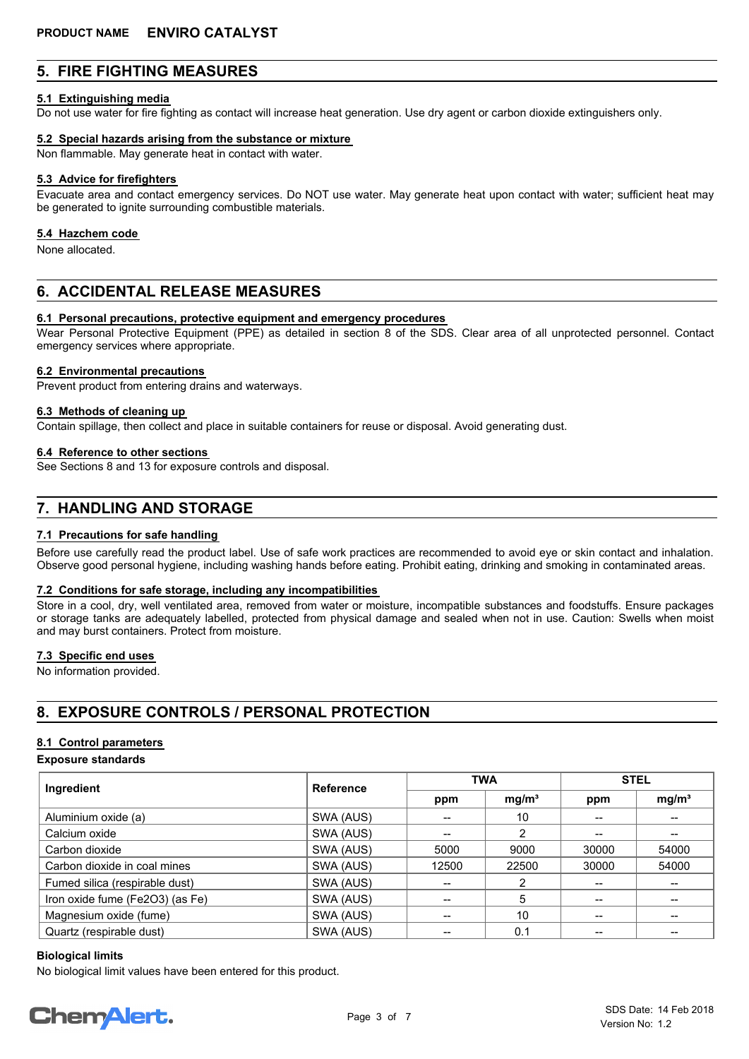## 5. FIRE FIGHTING MEASURES

### 5.1 Extinguishing media

Do not use water for fire fighting as contact will increase heat generation. Use dry agent or carbon dioxide extinguishers only.

### 5.2 Special hazards arising from the substance or mixture

Non flammable. May generate heat in contact with water.

### 5.3 Advice for firefighters

Evacuate area and contact emergency services. Do NOT use water. May generate heat upon contact with water; sufficient heat may be generated to ignite surrounding combustible materials.

### 5.4 Hazchem code

None allocated.

## 6. ACCIDENTAL RELEASE MEASURES

### 6.1 Personal precautions, protective equipment and emergency procedures

Wear Personal Protective Equipment (PPE) as detailed in section 8 of the SDS. Clear area of all unprotected personnel. Contact emergency services where appropriate.

### 6.2 Environmental precautions

Prevent product from entering drains and waterways.

### 6.3 Methods of cleaning up

Contain spillage, then collect and place in suitable containers for reuse or disposal. Avoid generating dust.

### 6.4 Reference to other sections

See Sections 8 and 13 for exposure controls and disposal.

## 7. HANDLING AND STORAGE

### 7.1 Precautions for safe handling

Before use carefully read the product label. Use of safe work practices are recommended to avoid eye or skin contact and inhalation. Observe good personal hygiene, including washing hands before eating. Prohibit eating, drinking and smoking in contaminated areas.

### 7.2 Conditions for safe storage, including any incompatibilities

Store in a cool, dry, well ventilated area, removed from water or moisture, incompatible substances and foodstuffs. Ensure packages or storage tanks are adequately labelled, protected from physical damage and sealed when not in use. Caution: Swells when moist and may burst containers. Protect from moisture.

### 7.3 Specific end uses

No information provided.

## 8. EXPOSURE CONTROLS / PERSONAL PROTECTION

### 8.1 Control parameters

**Exposure standards**

| Ingredient | Reference | TWA | | STEL | |
|---|---|---|---|---|---|
| | | ppm | mg/m³ | ppm | mg/m³ |
| Aluminium oxide (a) | SWA (AUS) | -- | 10 | -- | -- |
| Calcium oxide | SWA (AUS) | -- | 2 | -- | -- |
| Carbon dioxide | SWA (AUS) | 5000 | 9000 | 30000 | 54000 |
| Carbon dioxide in coal mines | SWA (AUS) | 12500 | 22500 | 30000 | 54000 |
| Fumed silica (respirable dust) | SWA (AUS) | -- | 2 | -- | -- |
| Iron oxide fume (Fe2O3) (as Fe) | SWA (AUS) | -- | 5 | -- | -- |
| Magnesium oxide (fume) | SWA (AUS) | -- | 10 | -- | -- |
| Quartz (respirable dust) | SWA (AUS) | -- | 0.1 | -- | -- |

**Biological limits**

No biological limit values have been entered for this product.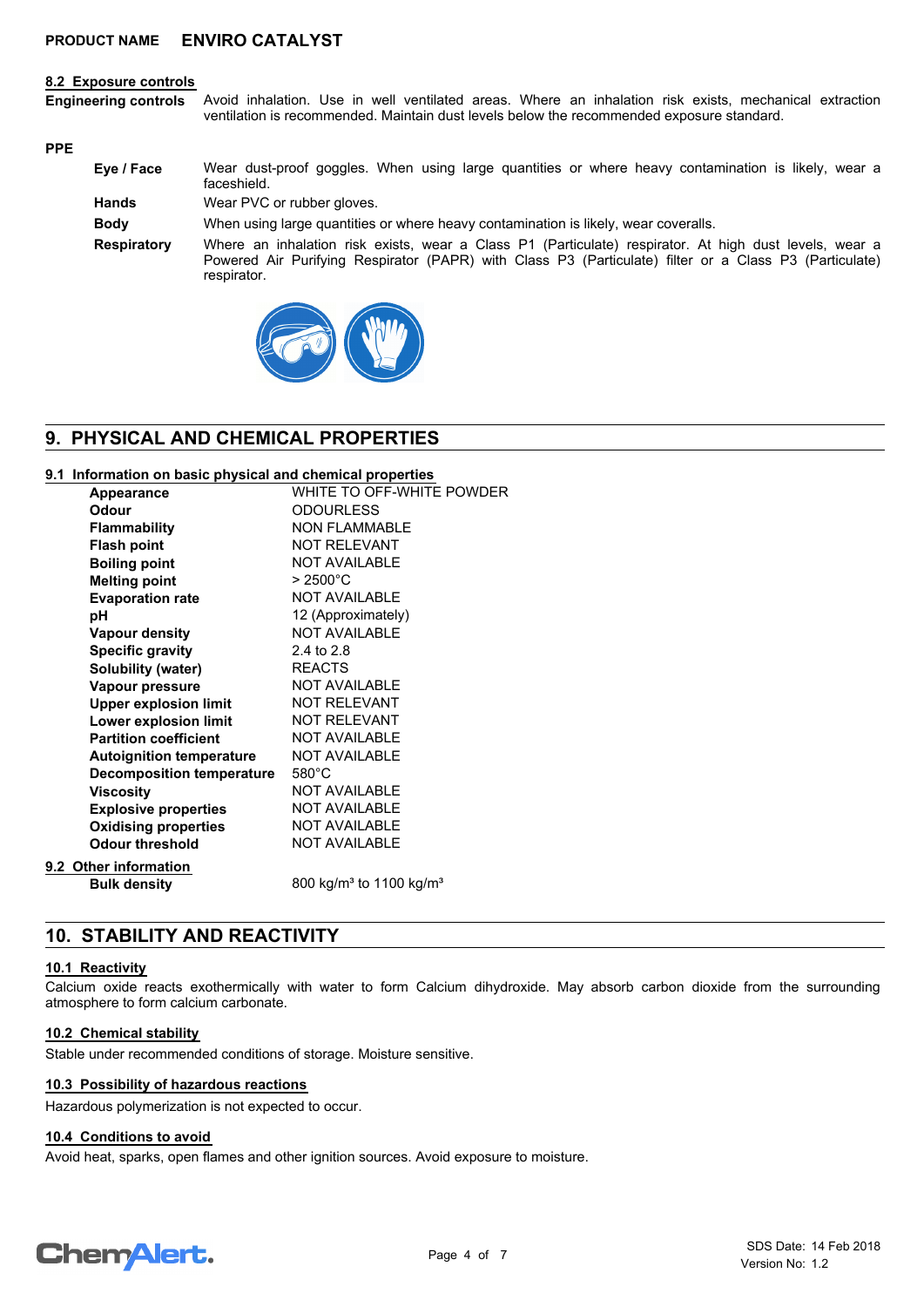**PRODUCT NAME** **ENVIRO CATALYST**

### 8.2 Exposure controls

**Engineering controls** Avoid inhalation. Use in well ventilated areas. Where an inhalation risk exists, mechanical extraction ventilation is recommended. Maintain dust levels below the recommended exposure standard.

**PPE**

**Eye / Face** Wear dust-proof goggles. When using large quantities or where heavy contamination is likely, wear a faceshield.

**Hands** Wear PVC or rubber gloves.

**Body** When using large quantities or where heavy contamination is likely, wear coveralls.

**Respiratory** Where an inhalation risk exists, wear a Class P1 (Particulate) respirator. At high dust levels, wear a Powered Air Purifying Respirator (PAPR) with Class P3 (Particulate) filter or a Class P3 (Particulate) respirator.

## 9. PHYSICAL AND CHEMICAL PROPERTIES

### 9.1 Information on basic physical and chemical properties

| Property | Value |
| --- | --- |
| **Appearance** | WHITE TO OFF-WHITE POWDER |
| **Odour** | ODOURLESS |
| **Flammability** | NON FLAMMABLE |
| **Flash point** | NOT RELEVANT |
| **Boiling point** | NOT AVAILABLE |
| **Melting point** | > 2500°C |
| **Evaporation rate** | NOT AVAILABLE |
| **pH** | 12 (Approximately) |
| **Vapour density** | NOT AVAILABLE |
| **Specific gravity** | 2.4 to 2.8 |
| **Solubility (water)** | REACTS |
| **Vapour pressure** | NOT AVAILABLE |
| **Upper explosion limit** | NOT RELEVANT |
| **Lower explosion limit** | NOT RELEVANT |
| **Partition coefficient** | NOT AVAILABLE |
| **Autoignition temperature** | NOT AVAILABLE |
| **Decomposition temperature** | 580°C |
| **Viscosity** | NOT AVAILABLE |
| **Explosive properties** | NOT AVAILABLE |
| **Oxidising properties** | NOT AVAILABLE |
| **Odour threshold** | NOT AVAILABLE |

### 9.2 Other information

| Property | Value |
| --- | --- |
| **Bulk density** | 800 kg/m³ to 1100 kg/m³ |

## 10. STABILITY AND REACTIVITY

### 10.1 Reactivity

Calcium oxide reacts exothermically with water to form Calcium dihydroxide. May absorb carbon dioxide from the surrounding atmosphere to form calcium carbonate.

### 10.2 Chemical stability

Stable under recommended conditions of storage. Moisture sensitive.

### 10.3 Possibility of hazardous reactions

Hazardous polymerization is not expected to occur.

### 10.4 Conditions to avoid

Avoid heat, sparks, open flames and other ignition sources. Avoid exposure to moisture.

SDS Date: 14 Feb 2018
Version No: 1.2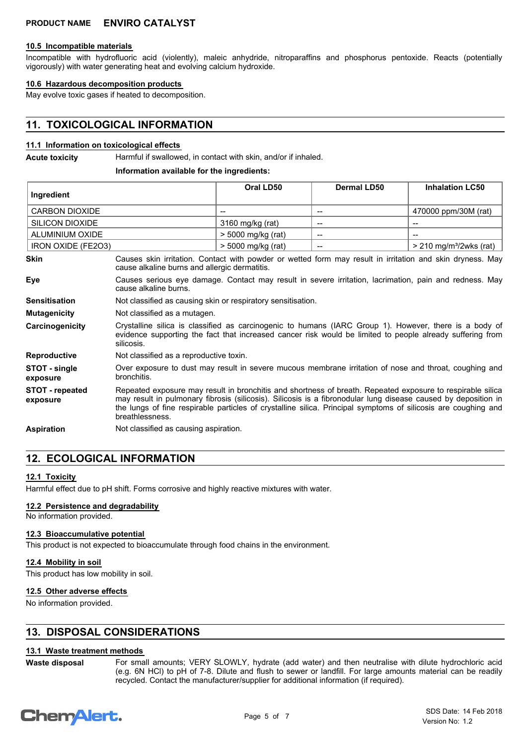### 10.5 Incompatible materials

Incompatible with hydrofluoric acid (violently), maleic anhydride, nitroparaffins and phosphorus pentoxide. Reacts (potentially vigorously) with water generating heat and evolving calcium hydroxide.

### 10.6 Hazardous decomposition products

May evolve toxic gases if heated to decomposition.

## 11. TOXICOLOGICAL INFORMATION

### 11.1 Information on toxicological effects

**Acute toxicity** Harmful if swallowed, in contact with skin, and/or if inhaled.

**Information available for the ingredients:**

| Ingredient | Oral LD50 | Dermal LD50 | Inhalation LC50 |
|---|---|---|---|
| CARBON DIOXIDE | -- | -- | 470000 ppm/30M (rat) |
| SILICON DIOXIDE | 3160 mg/kg (rat) | -- | -- |
| ALUMINIUM OXIDE | > 5000 mg/kg (rat) | -- | -- |
| IRON OXIDE (FE2O3) | > 5000 mg/kg (rat) | -- | > 210 mg/m³/2wks (rat) |

**Skin** Causes skin irritation. Contact with powder or wetted form may result in irritation and skin dryness. May cause alkaline burns and allergic dermatitis.

**Eye** Causes serious eye damage. Contact may result in severe irritation, lacrimation, pain and redness. May cause alkaline burns.

**Sensitisation** Not classified as causing skin or respiratory sensitisation.

**Mutagenicity** Not classified as a mutagen.

**Carcinogenicity** Crystalline silica is classified as carcinogenic to humans (IARC Group 1). However, there is a body of evidence supporting the fact that increased cancer risk would be limited to people already suffering from silicosis.

**Reproductive** Not classified as a reproductive toxin.

**STOT - single exposure** Over exposure to dust may result in severe mucous membrane irritation of nose and throat, coughing and bronchitis.

**STOT - repeated exposure** Repeated exposure may result in bronchitis and shortness of breath. Repeated exposure to respirable silica may result in pulmonary fibrosis (silicosis). Silicosis is a fibronodular lung disease caused by deposition in the lungs of fine respirable particles of crystalline silica. Principal symptoms of silicosis are coughing and breathlessness.

**Aspiration** Not classified as causing aspiration.

## 12. ECOLOGICAL INFORMATION

### 12.1 Toxicity

Harmful effect due to pH shift. Forms corrosive and highly reactive mixtures with water.

### 12.2 Persistence and degradability

No information provided.

### 12.3 Bioaccumulative potential

This product is not expected to bioaccumulate through food chains in the environment.

### 12.4 Mobility in soil

This product has low mobility in soil.

### 12.5 Other adverse effects

No information provided.

## 13. DISPOSAL CONSIDERATIONS

### 13.1 Waste treatment methods

**Waste disposal** For small amounts; VERY SLOWLY, hydrate (add water) and then neutralise with dilute hydrochloric acid (e.g. 6N HCl) to pH of 7-8. Dilute and flush to sewer or landfill. For large amounts material can be readily recycled. Contact the manufacturer/supplier for additional information (if required).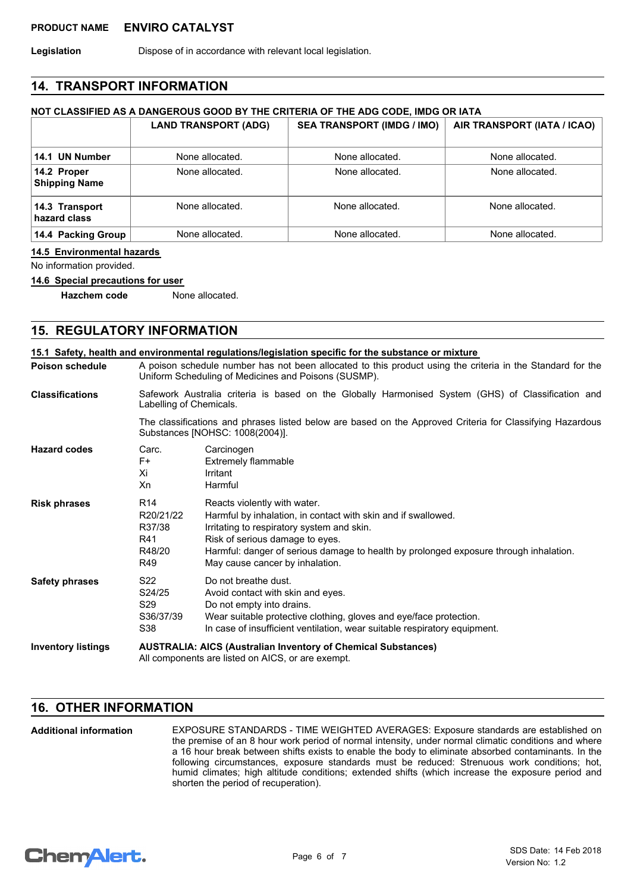**PRODUCT NAME** **ENVIRO CATALYST**

**Legislation** Dispose of in accordance with relevant local legislation.

## 14. TRANSPORT INFORMATION

**NOT CLASSIFIED AS A DANGEROUS GOOD BY THE CRITERIA OF THE ADG CODE, IMDG OR IATA**

| | LAND TRANSPORT (ADG) | SEA TRANSPORT (IMDG / IMO) | AIR TRANSPORT (IATA / ICAO) |
|---|---|---|---|
| **14.1 UN Number** | None allocated. | None allocated. | None allocated. |
| **14.2 Proper Shipping Name** | None allocated. | None allocated. | None allocated. |
| **14.3 Transport hazard class** | None allocated. | None allocated. | None allocated. |
| **14.4 Packing Group** | None allocated. | None allocated. | None allocated. |

**14.5 Environmental hazards**

No information provided.

**14.6 Special precautions for user**

**Hazchem code** None allocated.

## 15. REGULATORY INFORMATION

**15.1 Safety, health and environmental regulations/legislation specific for the substance or mixture**

**Poison schedule** A poison schedule number has not been allocated to this product using the criteria in the Standard for the Uniform Scheduling of Medicines and Poisons (SUSMP).

**Classifications** Safework Australia criteria is based on the Globally Harmonised System (GHS) of Classification and Labelling of Chemicals.

The classifications and phrases listed below are based on the Approved Criteria for Classifying Hazardous Substances [NOHSC: 1008(2004)].

**Hazard codes**

| | |
|---|---|
| Carc. | Carcinogen |
| F+ | Extremely flammable |
| Xi | Irritant |
| Xn | Harmful |

**Risk phrases**

| | |
|---|---|
| R14 | Reacts violently with water. |
| R20/21/22 | Harmful by inhalation, in contact with skin and if swallowed. |
| R37/38 | Irritating to respiratory system and skin. |
| R41 | Risk of serious damage to eyes. |
| R48/20 | Harmful: danger of serious damage to health by prolonged exposure through inhalation. |
| R49 | May cause cancer by inhalation. |

**Safety phrases**

| | |
|---|---|
| S22 | Do not breathe dust. |
| S24/25 | Avoid contact with skin and eyes. |
| S29 | Do not empty into drains. |
| S36/37/39 | Wear suitable protective clothing, gloves and eye/face protection. |
| S38 | In case of insufficient ventilation, wear suitable respiratory equipment. |

**Inventory listings** **AUSTRALIA: AICS (Australian Inventory of Chemical Substances)**
All components are listed on AICS, or are exempt.

## 16. OTHER INFORMATION

**Additional information** EXPOSURE STANDARDS - TIME WEIGHTED AVERAGES: Exposure standards are established on the premise of an 8 hour work period of normal intensity, under normal climatic conditions and where a 16 hour break between shifts exists to enable the body to eliminate absorbed contaminants. In the following circumstances, exposure standards must be reduced: Strenuous work conditions; hot, humid climates; high altitude conditions; extended shifts (which increase the exposure period and shorten the period of recuperation).

SDS Date: 14 Feb 2018
Version No: 1.2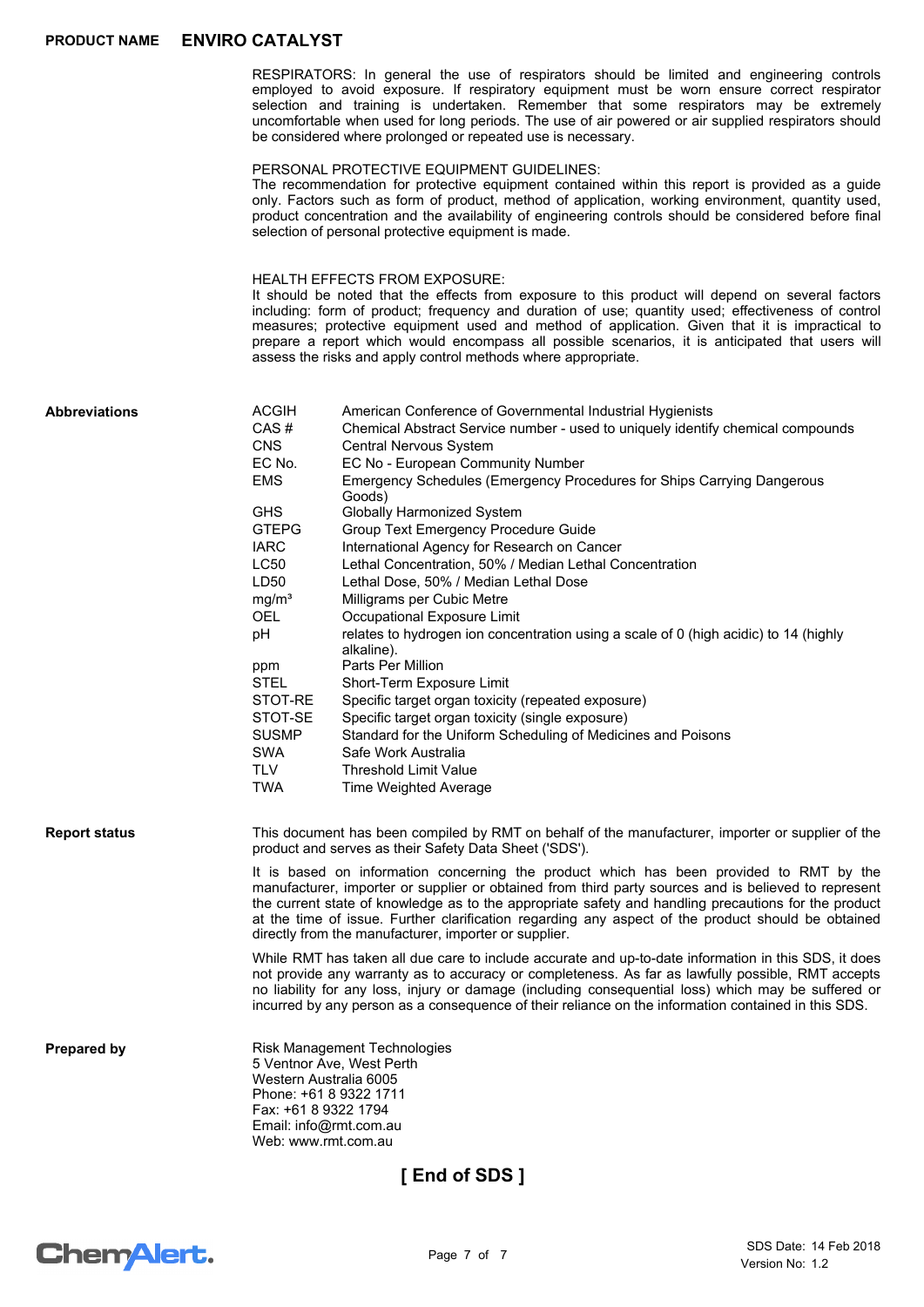RESPIRATORS: In general the use of respirators should be limited and engineering controls employed to avoid exposure. If respiratory equipment must be worn ensure correct respirator selection and training is undertaken. Remember that some respirators may be extremely uncomfortable when used for long periods. The use of air powered or air supplied respirators should be considered where prolonged or repeated use is necessary.

PERSONAL PROTECTIVE EQUIPMENT GUIDELINES:
The recommendation for protective equipment contained within this report is provided as a guide only. Factors such as form of product, method of application, working environment, quantity used, product concentration and the availability of engineering controls should be considered before final selection of personal protective equipment is made.

HEALTH EFFECTS FROM EXPOSURE:
It should be noted that the effects from exposure to this product will depend on several factors including: form of product; frequency and duration of use; quantity used; effectiveness of control measures; protective equipment used and method of application. Given that it is impractical to prepare a report which would encompass all possible scenarios, it is anticipated that users will assess the risks and apply control methods where appropriate.

**Abbreviations**

| | |
|---|---|
| ACGIH | American Conference of Governmental Industrial Hygienists |
| CAS # | Chemical Abstract Service number - used to uniquely identify chemical compounds |
| CNS | Central Nervous System |
| EC No. | EC No - European Community Number |
| EMS | Emergency Schedules (Emergency Procedures for Ships Carrying Dangerous Goods) |
| GHS | Globally Harmonized System |
| GTEPG | Group Text Emergency Procedure Guide |
| IARC | International Agency for Research on Cancer |
| LC50 | Lethal Concentration, 50% / Median Lethal Concentration |
| LD50 | Lethal Dose, 50% / Median Lethal Dose |
| $mg/m^3$ | Milligrams per Cubic Metre |
| OEL | Occupational Exposure Limit |
| pH | relates to hydrogen ion concentration using a scale of 0 (high acidic) to 14 (highly alkaline). |
| ppm | Parts Per Million |
| STEL | Short-Term Exposure Limit |
| STOT-RE | Specific target organ toxicity (repeated exposure) |
| STOT-SE | Specific target organ toxicity (single exposure) |
| SUSMP | Standard for the Uniform Scheduling of Medicines and Poisons |
| SWA | Safe Work Australia |
| TLV | Threshold Limit Value |
| TWA | Time Weighted Average |

**Report status**

This document has been compiled by RMT on behalf of the manufacturer, importer or supplier of the product and serves as their Safety Data Sheet ('SDS').

It is based on information concerning the product which has been provided to RMT by the manufacturer, importer or supplier or obtained from third party sources and is believed to represent the current state of knowledge as to the appropriate safety and handling precautions for the product at the time of issue. Further clarification regarding any aspect of the product should be obtained directly from the manufacturer, importer or supplier.

While RMT has taken all due care to include accurate and up-to-date information in this SDS, it does not provide any warranty as to accuracy or completeness. As far as lawfully possible, RMT accepts no liability for any loss, injury or damage (including consequential loss) which may be suffered or incurred by any person as a consequence of their reliance on the information contained in this SDS.

**Prepared by**

Risk Management Technologies
5 Ventnor Ave, West Perth
Western Australia 6005
Phone: +61 8 9322 1711
Fax: +61 8 9322 1794
Email: info@rmt.com.au
Web: www.rmt.com.au

**[ End of SDS ]**